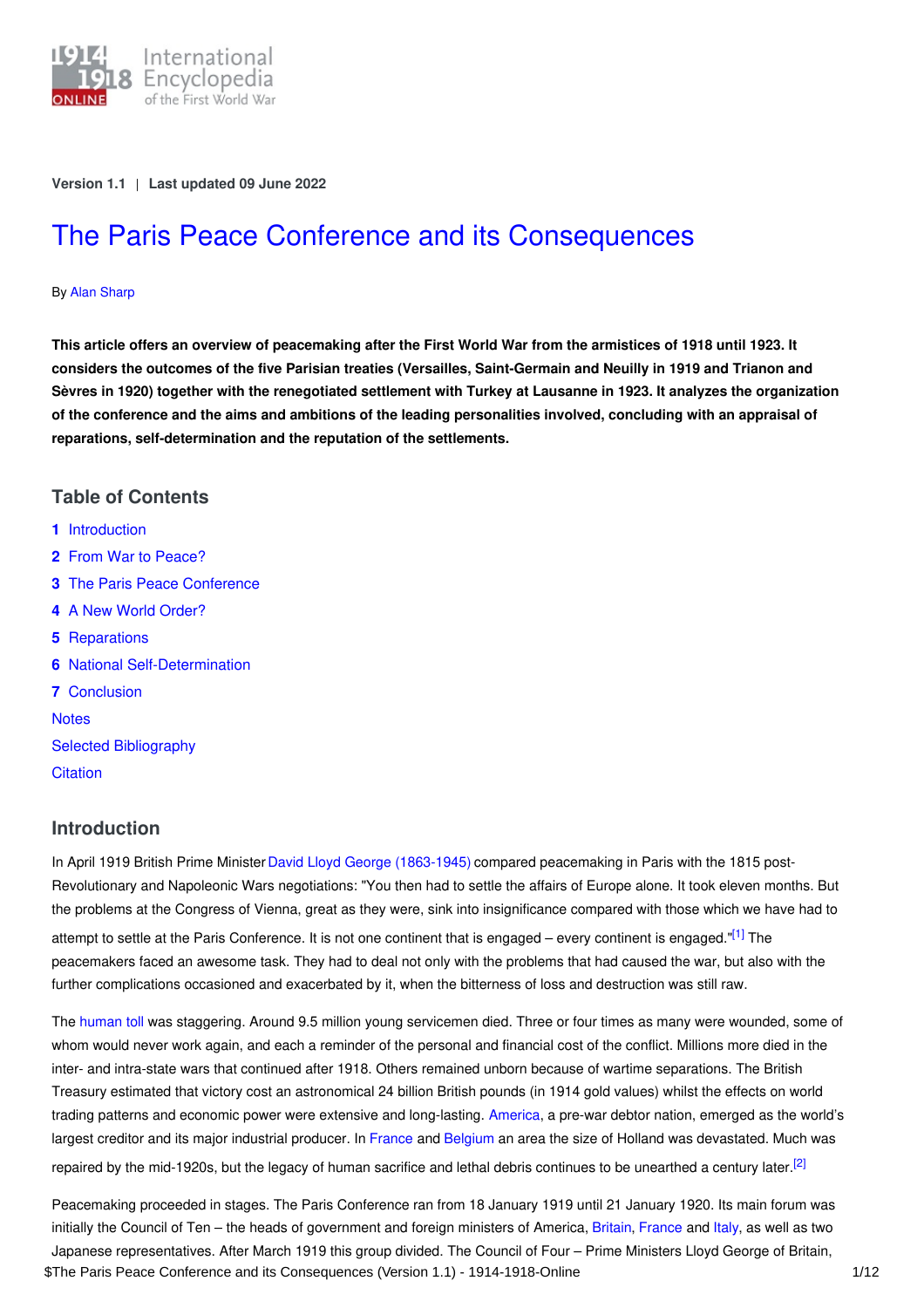Version 1.1 | Last updated 09 June 2022

# The Paris Peace Conference and its Consequences

By Alan Sharp

**This article offers an overview of peacemaking after the First World War from the armistices of 1918 until 1923. It considers the outcomes of the five Parisian treaties (Versailles, Saint-Germain and Neuilly in 1919 and Trianon and Sèvres in 1920) together with the renegotiated settlement with Turkey at Lausanne in 1923. It analyzes the organization of the conference and the aims and ambitions of the leading personalities involved, concluding with an appraisal of reparations, self-determination and the reputation of the settlements.**

## Table of Contents

1 Introduction
2 From War to Peace?
3 The Paris Peace Conference
4 A New World Order?
5 Reparations
6 National Self-Determination
7 Conclusion
Notes
Selected Bibliography
Citation

## Introduction

In April 1919 British Prime Minister David Lloyd George (1863-1945) compared peacemaking in Paris with the 1815 post-Revolutionary and Napoleonic Wars negotiations: "You then had to settle the affairs of Europe alone. It took eleven months. But the problems at the Congress of Vienna, great as they were, sink into insignificance compared with those which we have had to attempt to settle at the Paris Conference. It is not one continent that is engaged – every continent is engaged."[1] The peacemakers faced an awesome task. They had to deal not only with the problems that had caused the war, but also with the further complications occasioned and exacerbated by it, when the bitterness of loss and destruction was still raw.

The human toll was staggering. Around 9.5 million young servicemen died. Three or four times as many were wounded, some of whom would never work again, and each a reminder of the personal and financial cost of the conflict. Millions more died in the inter- and intra-state wars that continued after 1918. Others remained unborn because of wartime separations. The British Treasury estimated that victory cost an astronomical 24 billion British pounds (in 1914 gold values) whilst the effects on world trading patterns and economic power were extensive and long-lasting. America, a pre-war debtor nation, emerged as the world's largest creditor and its major industrial producer. In France and Belgium an area the size of Holland was devastated. Much was repaired by the mid-1920s, but the legacy of human sacrifice and lethal debris continues to be unearthed a century later.[2]

Peacemaking proceeded in stages. The Paris Conference ran from 18 January 1919 until 21 January 1920. Its main forum was initially the Council of Ten – the heads of government and foreign ministers of America, Britain, France and Italy, as well as two Japanese representatives. After March 1919 this group divided. The Council of Four – Prime Ministers Lloyd George of Britain,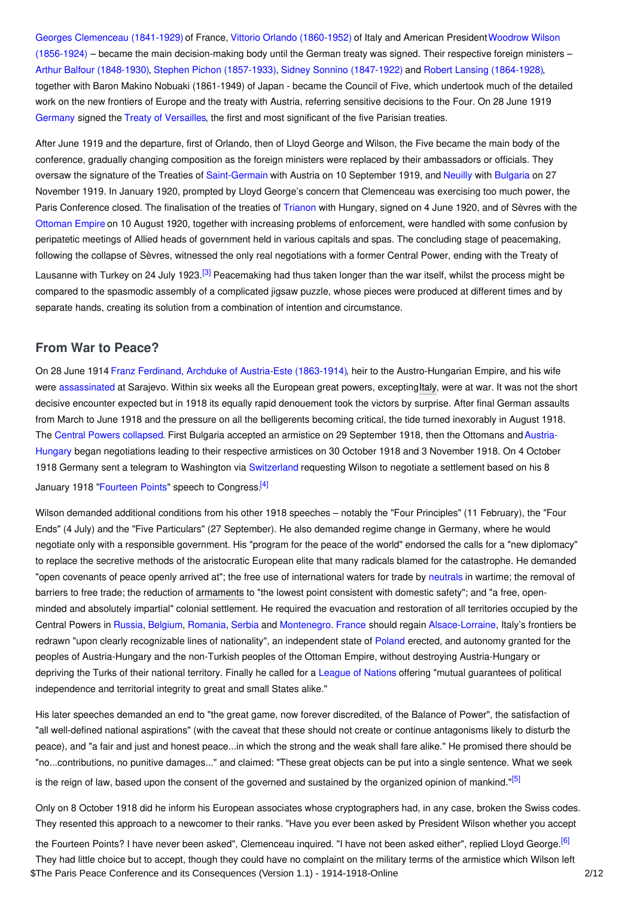Georges Clemenceau (1841-1929) of France, Vittorio Orlando (1860-1952) of Italy and American President Woodrow Wilson (1856-1924) – became the main decision-making body until the German treaty was signed. Their respective foreign ministers – Arthur Balfour (1848-1930), Stephen Pichon (1857-1933), Sidney Sonnino (1847-1922) and Robert Lansing (1864-1928), together with Baron Makino Nobuaki (1861-1949) of Japan - became the Council of Five, which undertook much of the detailed work on the new frontiers of Europe and the treaty with Austria, referring sensitive decisions to the Four. On 28 June 1919 Germany signed the Treaty of Versailles, the first and most significant of the five Parisian treaties.

After June 1919 and the departure, first of Orlando, then of Lloyd George and Wilson, the Five became the main body of the conference, gradually changing composition as the foreign ministers were replaced by their ambassadors or officials. They oversaw the signature of the Treaties of Saint-Germain with Austria on 10 September 1919, and Neuilly with Bulgaria on 27 November 1919. In January 1920, prompted by Lloyd George's concern that Clemenceau was exercising too much power, the Paris Conference closed. The finalisation of the treaties of Trianon with Hungary, signed on 4 June 1920, and of Sèvres with the Ottoman Empire on 10 August 1920, together with increasing problems of enforcement, were handled with some confusion by peripatetic meetings of Allied heads of government held in various capitals and spas. The concluding stage of peacemaking, following the collapse of Sèvres, witnessed the only real negotiations with a former Central Power, ending with the Treaty of Lausanne with Turkey on 24 July 1923.[3] Peacemaking had thus taken longer than the war itself, whilst the process might be compared to the spasmodic assembly of a complicated jigsaw puzzle, whose pieces were produced at different times and by separate hands, creating its solution from a combination of intention and circumstance.

## From War to Peace?

On 28 June 1914 Franz Ferdinand, Archduke of Austria-Este (1863-1914), heir to the Austro-Hungarian Empire, and his wife were assassinated at Sarajevo. Within six weeks all the European great powers, excepting Italy, were at war. It was not the short decisive encounter expected but in 1918 its equally rapid denouement took the victors by surprise. After final German assaults from March to June 1918 and the pressure on all the belligerents becoming critical, the tide turned inexorably in August 1918. The Central Powers collapsed. First Bulgaria accepted an armistice on 29 September 1918, then the Ottomans and Austria-Hungary began negotiations leading to their respective armistices on 30 October 1918 and 3 November 1918. On 4 October 1918 Germany sent a telegram to Washington via Switzerland requesting Wilson to negotiate a settlement based on his 8 January 1918 "Fourteen Points" speech to Congress.[4]

Wilson demanded additional conditions from his other 1918 speeches – notably the "Four Principles" (11 February), the "Four Ends" (4 July) and the "Five Particulars" (27 September). He also demanded regime change in Germany, where he would negotiate only with a responsible government. His "program for the peace of the world" endorsed the calls for a "new diplomacy" to replace the secretive methods of the aristocratic European elite that many radicals blamed for the catastrophe. He demanded "open covenants of peace openly arrived at"; the free use of international waters for trade by neutrals in wartime; the removal of barriers to free trade; the reduction of armaments to "the lowest point consistent with domestic safety"; and "a free, open-minded and absolutely impartial" colonial settlement. He required the evacuation and restoration of all territories occupied by the Central Powers in Russia, Belgium, Romania, Serbia and Montenegro. France should regain Alsace-Lorraine, Italy's frontiers be redrawn "upon clearly recognizable lines of nationality", an independent state of Poland erected, and autonomy granted for the peoples of Austria-Hungary and the non-Turkish peoples of the Ottoman Empire, without destroying Austria-Hungary or depriving the Turks of their national territory. Finally he called for a League of Nations offering "mutual guarantees of political independence and territorial integrity to great and small States alike."

His later speeches demanded an end to "the great game, now forever discredited, of the Balance of Power", the satisfaction of "all well-defined national aspirations" (with the caveat that these should not create or continue antagonisms likely to disturb the peace), and "a fair and just and honest peace...in which the strong and the weak shall fare alike." He promised there should be "no...contributions, no punitive damages..." and claimed: "These great objects can be put into a single sentence. What we seek is the reign of law, based upon the consent of the governed and sustained by the organized opinion of mankind."[5]

Only on 8 October 1918 did he inform his European associates whose cryptographers had, in any case, broken the Swiss codes. They resented this approach to a newcomer to their ranks. "Have you ever been asked by President Wilson whether you accept the Fourteen Points? I have never been asked", Clemenceau inquired. "I have not been asked either", replied Lloyd George.[6] They had little choice but to accept, though they could have no complaint on the military terms of the armistice which Wilson left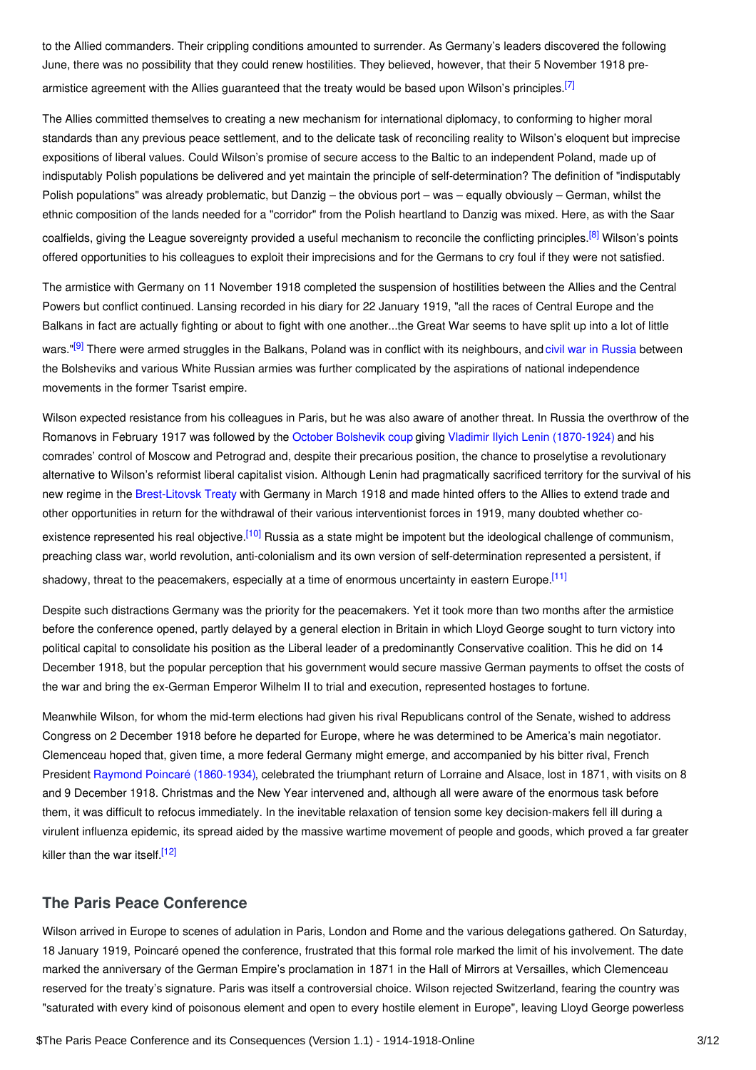to the Allied commanders. Their crippling conditions amounted to surrender. As Germany's leaders discovered the following June, there was no possibility that they could renew hostilities. They believed, however, that their 5 November 1918 pre-armistice agreement with the Allies guaranteed that the treaty would be based upon Wilson's principles.[7]

The Allies committed themselves to creating a new mechanism for international diplomacy, to conforming to higher moral standards than any previous peace settlement, and to the delicate task of reconciling reality to Wilson's eloquent but imprecise expositions of liberal values. Could Wilson's promise of secure access to the Baltic to an independent Poland, made up of indisputably Polish populations be delivered and yet maintain the principle of self-determination? The definition of "indisputably Polish populations" was already problematic, but Danzig – the obvious port – was – equally obviously – German, whilst the ethnic composition of the lands needed for a "corridor" from the Polish heartland to Danzig was mixed. Here, as with the Saar coalfields, giving the League sovereignty provided a useful mechanism to reconcile the conflicting principles.[8] Wilson's points offered opportunities to his colleagues to exploit their imprecisions and for the Germans to cry foul if they were not satisfied.

The armistice with Germany on 11 November 1918 completed the suspension of hostilities between the Allies and the Central Powers but conflict continued. Lansing recorded in his diary for 22 January 1919, "all the races of Central Europe and the Balkans in fact are actually fighting or about to fight with one another...the Great War seems to have split up into a lot of little wars."[9] There were armed struggles in the Balkans, Poland was in conflict with its neighbours, and civil war in Russia between the Bolsheviks and various White Russian armies was further complicated by the aspirations of national independence movements in the former Tsarist empire.

Wilson expected resistance from his colleagues in Paris, but he was also aware of another threat. In Russia the overthrow of the Romanovs in February 1917 was followed by the October Bolshevik coup giving Vladimir Ilyich Lenin (1870-1924) and his comrades' control of Moscow and Petrograd and, despite their precarious position, the chance to proselytise a revolutionary alternative to Wilson's reformist liberal capitalist vision. Although Lenin had pragmatically sacrificed territory for the survival of his new regime in the Brest-Litovsk Treaty with Germany in March 1918 and made hinted offers to the Allies to extend trade and other opportunities in return for the withdrawal of their various interventionist forces in 1919, many doubted whether co-existence represented his real objective.[10] Russia as a state might be impotent but the ideological challenge of communism, preaching class war, world revolution, anti-colonialism and its own version of self-determination represented a persistent, if shadowy, threat to the peacemakers, especially at a time of enormous uncertainty in eastern Europe.[11]

Despite such distractions Germany was the priority for the peacemakers. Yet it took more than two months after the armistice before the conference opened, partly delayed by a general election in Britain in which Lloyd George sought to turn victory into political capital to consolidate his position as the Liberal leader of a predominantly Conservative coalition. This he did on 14 December 1918, but the popular perception that his government would secure massive German payments to offset the costs of the war and bring the ex-German Emperor Wilhelm II to trial and execution, represented hostages to fortune.

Meanwhile Wilson, for whom the mid-term elections had given his rival Republicans control of the Senate, wished to address Congress on 2 December 1918 before he departed for Europe, where he was determined to be America's main negotiator. Clemenceau hoped that, given time, a more federal Germany might emerge, and accompanied by his bitter rival, French President Raymond Poincaré (1860-1934), celebrated the triumphant return of Lorraine and Alsace, lost in 1871, with visits on 8 and 9 December 1918. Christmas and the New Year intervened and, although all were aware of the enormous task before them, it was difficult to refocus immediately. In the inevitable relaxation of tension some key decision-makers fell ill during a virulent influenza epidemic, its spread aided by the massive wartime movement of people and goods, which proved a far greater killer than the war itself.[12]

## The Paris Peace Conference

Wilson arrived in Europe to scenes of adulation in Paris, London and Rome and the various delegations gathered. On Saturday, 18 January 1919, Poincaré opened the conference, frustrated that this formal role marked the limit of his involvement. The date marked the anniversary of the German Empire's proclamation in 1871 in the Hall of Mirrors at Versailles, which Clemenceau reserved for the treaty's signature. Paris was itself a controversial choice. Wilson rejected Switzerland, fearing the country was "saturated with every kind of poisonous element and open to every hostile element in Europe", leaving Lloyd George powerless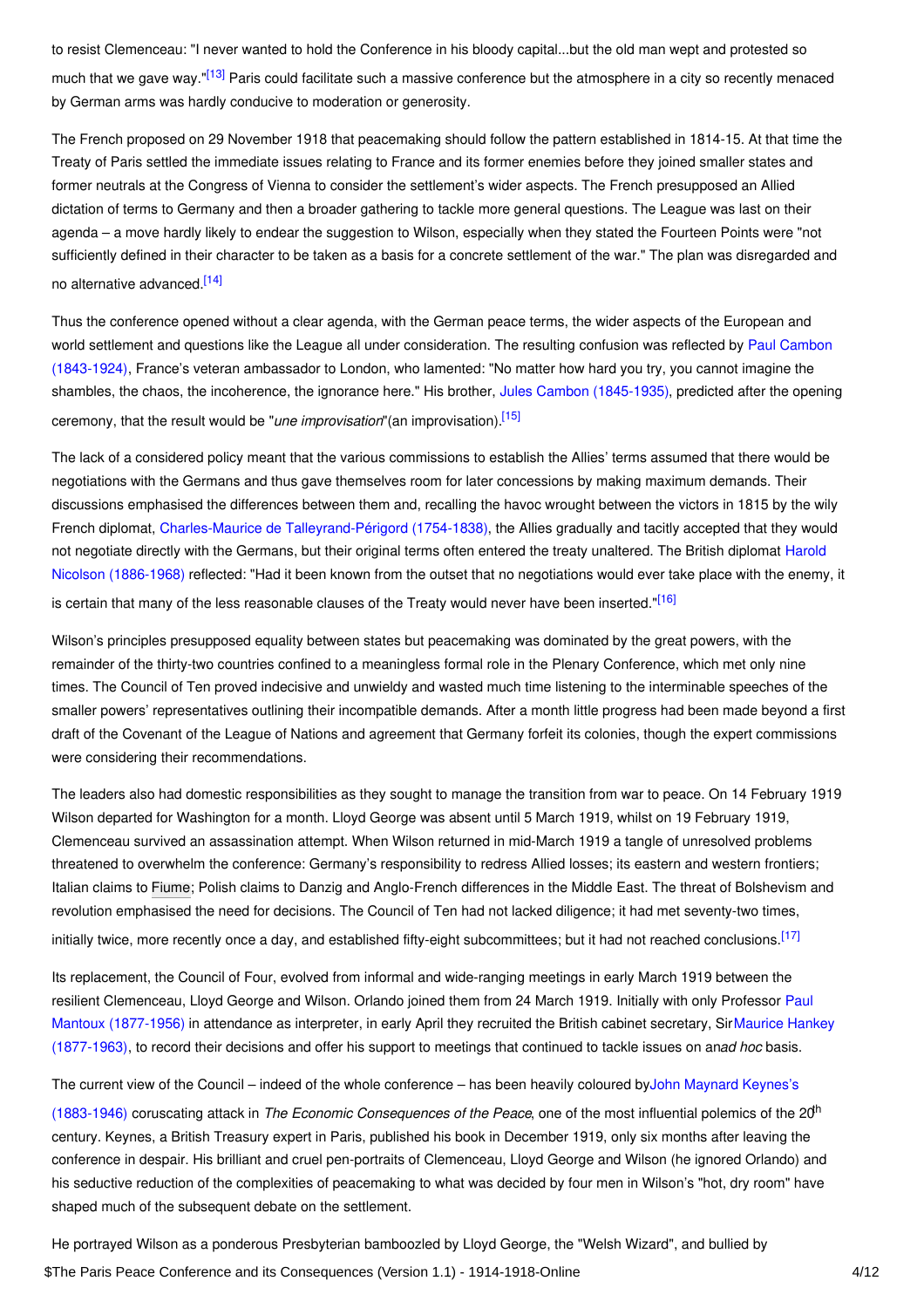to resist Clemenceau: "I never wanted to hold the Conference in his bloody capital...but the old man wept and protested so much that we gave way."[13] Paris could facilitate such a massive conference but the atmosphere in a city so recently menaced by German arms was hardly conducive to moderation or generosity.

The French proposed on 29 November 1918 that peacemaking should follow the pattern established in 1814-15. At that time the Treaty of Paris settled the immediate issues relating to France and its former enemies before they joined smaller states and former neutrals at the Congress of Vienna to consider the settlement's wider aspects. The French presupposed an Allied dictation of terms to Germany and then a broader gathering to tackle more general questions. The League was last on their agenda – a move hardly likely to endear the suggestion to Wilson, especially when they stated the Fourteen Points were "not sufficiently defined in their character to be taken as a basis for a concrete settlement of the war." The plan was disregarded and no alternative advanced.[14]

Thus the conference opened without a clear agenda, with the German peace terms, the wider aspects of the European and world settlement and questions like the League all under consideration. The resulting confusion was reflected by Paul Cambon (1843-1924), France's veteran ambassador to London, who lamented: "No matter how hard you try, you cannot imagine the shambles, the chaos, the incoherence, the ignorance here." His brother, Jules Cambon (1845-1935), predicted after the opening ceremony, that the result would be "*une improvisation*"(an improvisation).[15]

The lack of a considered policy meant that the various commissions to establish the Allies' terms assumed that there would be negotiations with the Germans and thus gave themselves room for later concessions by making maximum demands. Their discussions emphasised the differences between them and, recalling the havoc wrought between the victors in 1815 by the wily French diplomat, Charles-Maurice de Talleyrand-Périgord (1754-1838), the Allies gradually and tacitly accepted that they would not negotiate directly with the Germans, but their original terms often entered the treaty unaltered. The British diplomat Harold Nicolson (1886-1968) reflected: "Had it been known from the outset that no negotiations would ever take place with the enemy, it is certain that many of the less reasonable clauses of the Treaty would never have been inserted."[16]

Wilson's principles presupposed equality between states but peacemaking was dominated by the great powers, with the remainder of the thirty-two countries confined to a meaningless formal role in the Plenary Conference, which met only nine times. The Council of Ten proved indecisive and unwieldy and wasted much time listening to the interminable speeches of the smaller powers' representatives outlining their incompatible demands. After a month little progress had been made beyond a first draft of the Covenant of the League of Nations and agreement that Germany forfeit its colonies, though the expert commissions were considering their recommendations.

The leaders also had domestic responsibilities as they sought to manage the transition from war to peace. On 14 February 1919 Wilson departed for Washington for a month. Lloyd George was absent until 5 March 1919, whilst on 19 February 1919, Clemenceau survived an assassination attempt. When Wilson returned in mid-March 1919 a tangle of unresolved problems threatened to overwhelm the conference: Germany's responsibility to redress Allied losses; its eastern and western frontiers; Italian claims to Fiume; Polish claims to Danzig and Anglo-French differences in the Middle East. The threat of Bolshevism and revolution emphasised the need for decisions. The Council of Ten had not lacked diligence; it had met seventy-two times, initially twice, more recently once a day, and established fifty-eight subcommittees; but it had not reached conclusions.[17]

Its replacement, the Council of Four, evolved from informal and wide-ranging meetings in early March 1919 between the resilient Clemenceau, Lloyd George and Wilson. Orlando joined them from 24 March 1919. Initially with only Professor Paul Mantoux (1877-1956) in attendance as interpreter, in early April they recruited the British cabinet secretary, Sir Maurice Hankey (1877-1963), to record their decisions and offer his support to meetings that continued to tackle issues on an *ad hoc* basis.

The current view of the Council – indeed of the whole conference – has been heavily coloured by John Maynard Keynes's (1883-1946) coruscating attack in *The Economic Consequences of the Peace*, one of the most influential polemics of the 20th century. Keynes, a British Treasury expert in Paris, published his book in December 1919, only six months after leaving the conference in despair. His brilliant and cruel pen-portraits of Clemenceau, Lloyd George and Wilson (he ignored Orlando) and his seductive reduction of the complexities of peacemaking to what was decided by four men in Wilson's "hot, dry room" have shaped much of the subsequent debate on the settlement.

He portrayed Wilson as a ponderous Presbyterian bamboozled by Lloyd George, the "Welsh Wizard", and bullied by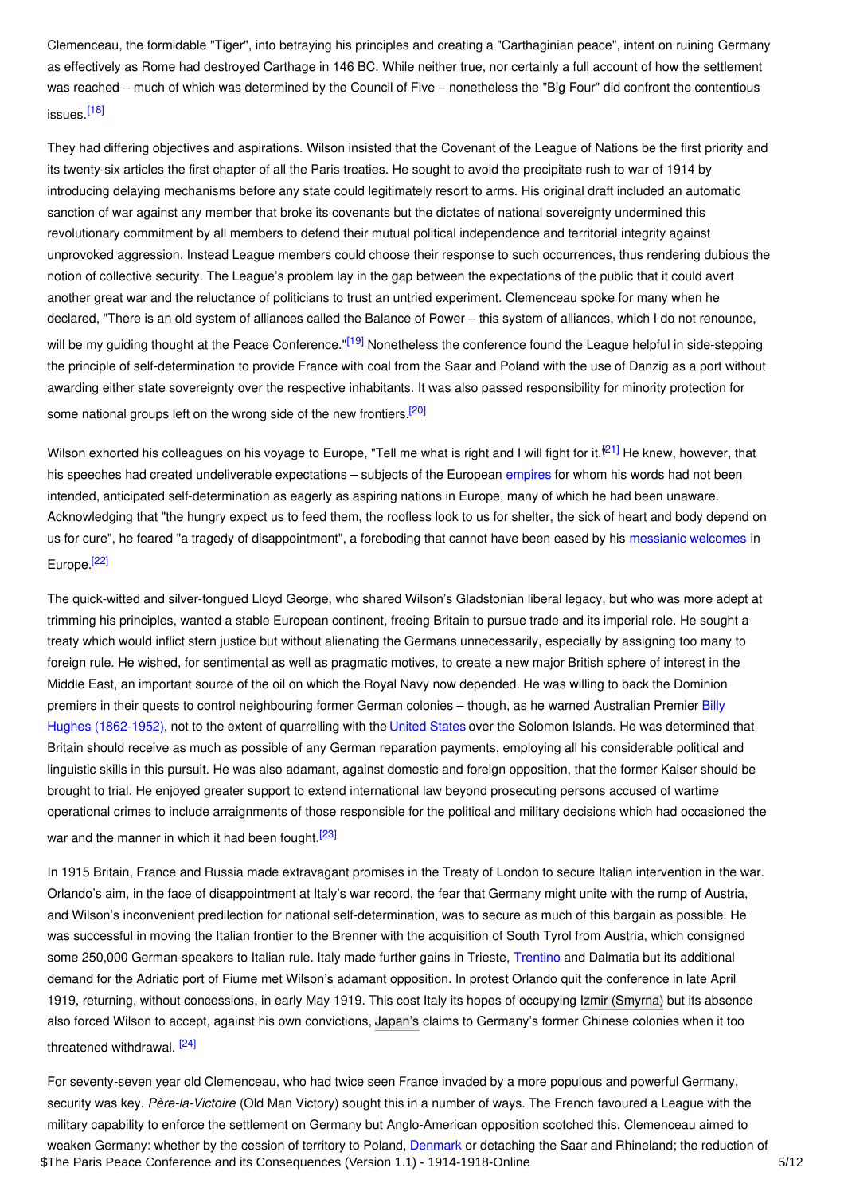Clemenceau, the formidable "Tiger", into betraying his principles and creating a "Carthaginian peace", intent on ruining Germany as effectively as Rome had destroyed Carthage in 146 BC. While neither true, nor certainly a full account of how the settlement was reached – much of which was determined by the Council of Five – nonetheless the "Big Four" did confront the contentious issues.[18]

They had differing objectives and aspirations. Wilson insisted that the Covenant of the League of Nations be the first priority and its twenty-six articles the first chapter of all the Paris treaties. He sought to avoid the precipitate rush to war of 1914 by introducing delaying mechanisms before any state could legitimately resort to arms. His original draft included an automatic sanction of war against any member that broke its covenants but the dictates of national sovereignty undermined this revolutionary commitment by all members to defend their mutual political independence and territorial integrity against unprovoked aggression. Instead League members could choose their response to such occurrences, thus rendering dubious the notion of collective security. The League's problem lay in the gap between the expectations of the public that it could avert another great war and the reluctance of politicians to trust an untried experiment. Clemenceau spoke for many when he declared, "There is an old system of alliances called the Balance of Power – this system of alliances, which I do not renounce, will be my guiding thought at the Peace Conference."[19] Nonetheless the conference found the League helpful in side-stepping the principle of self-determination to provide France with coal from the Saar and Poland with the use of Danzig as a port without awarding either state sovereignty over the respective inhabitants. It was also passed responsibility for minority protection for some national groups left on the wrong side of the new frontiers.[20]

Wilson exhorted his colleagues on his voyage to Europe, "Tell me what is right and I will fight for it."[21] He knew, however, that his speeches had created undeliverable expectations – subjects of the European empires for whom his words had not been intended, anticipated self-determination as eagerly as aspiring nations in Europe, many of which he had been unaware. Acknowledging that "the hungry expect us to feed them, the roofless look to us for shelter, the sick of heart and body depend on us for cure", he feared "a tragedy of disappointment", a foreboding that cannot have been eased by his messianic welcomes in Europe.[22]

The quick-witted and silver-tongued Lloyd George, who shared Wilson's Gladstonian liberal legacy, but who was more adept at trimming his principles, wanted a stable European continent, freeing Britain to pursue trade and its imperial role. He sought a treaty which would inflict stern justice but without alienating the Germans unnecessarily, especially by assigning too many to foreign rule. He wished, for sentimental as well as pragmatic motives, to create a new major British sphere of interest in the Middle East, an important source of the oil on which the Royal Navy now depended. He was willing to back the Dominion premiers in their quests to control neighbouring former German colonies – though, as he warned Australian Premier Billy Hughes (1862-1952), not to the extent of quarrelling with the United States over the Solomon Islands. He was determined that Britain should receive as much as possible of any German reparation payments, employing all his considerable political and linguistic skills in this pursuit. He was also adamant, against domestic and foreign opposition, that the former Kaiser should be brought to trial. He enjoyed greater support to extend international law beyond prosecuting persons accused of wartime operational crimes to include arraignments of those responsible for the political and military decisions which had occasioned the war and the manner in which it had been fought.[23]

In 1915 Britain, France and Russia made extravagant promises in the Treaty of London to secure Italian intervention in the war. Orlando's aim, in the face of disappointment at Italy's war record, the fear that Germany might unite with the rump of Austria, and Wilson's inconvenient predilection for national self-determination, was to secure as much of this bargain as possible. He was successful in moving the Italian frontier to the Brenner with the acquisition of South Tyrol from Austria, which consigned some 250,000 German-speakers to Italian rule. Italy made further gains in Trieste, Trentino and Dalmatia but its additional demand for the Adriatic port of Fiume met Wilson's adamant opposition. In protest Orlando quit the conference in late April 1919, returning, without concessions, in early May 1919. This cost Italy its hopes of occupying Izmir (Smyrna) but its absence also forced Wilson to accept, against his own convictions, Japan's claims to Germany's former Chinese colonies when it too threatened withdrawal. [24]

For seventy-seven year old Clemenceau, who had twice seen France invaded by a more populous and powerful Germany, security was key. *Père-la-Victoire* (Old Man Victory) sought this in a number of ways. The French favoured a League with the military capability to enforce the settlement on Germany but Anglo-American opposition scotched this. Clemenceau aimed to weaken Germany: whether by the cession of territory to Poland, Denmark or detaching the Saar and Rhineland; the reduction of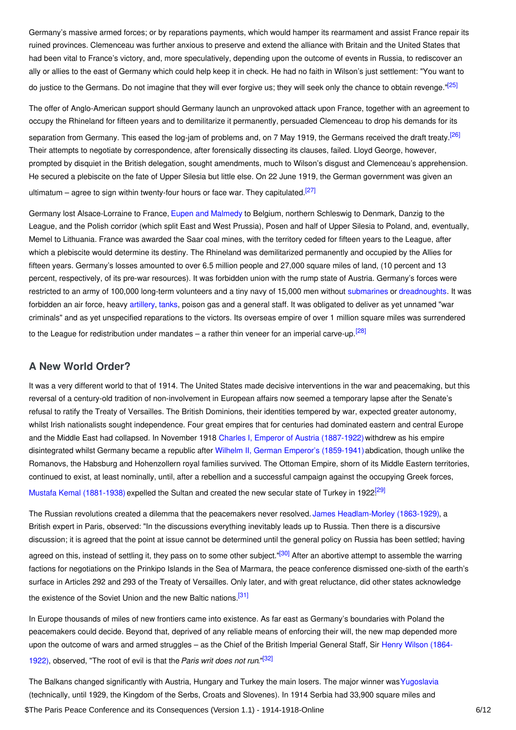Germany's massive armed forces; or by reparations payments, which would hamper its rearmament and assist France repair its ruined provinces. Clemenceau was further anxious to preserve and extend the alliance with Britain and the United States that had been vital to France's victory, and, more speculatively, depending upon the outcome of events in Russia, to rediscover an ally or allies to the east of Germany which could help keep it in check. He had no faith in Wilson's just settlement: "You want to do justice to the Germans. Do not imagine that they will ever forgive us; they will seek only the chance to obtain revenge."[25]

The offer of Anglo-American support should Germany launch an unprovoked attack upon France, together with an agreement to occupy the Rhineland for fifteen years and to demilitarize it permanently, persuaded Clemenceau to drop his demands for its separation from Germany. This eased the log-jam of problems and, on 7 May 1919, the Germans received the draft treaty.[26] Their attempts to negotiate by correspondence, after forensically dissecting its clauses, failed. Lloyd George, however, prompted by disquiet in the British delegation, sought amendments, much to Wilson's disgust and Clemenceau's apprehension. He secured a plebiscite on the fate of Upper Silesia but little else. On 22 June 1919, the German government was given an ultimatum – agree to sign within twenty-four hours or face war. They capitulated.[27]

Germany lost Alsace-Lorraine to France, Eupen and Malmedy to Belgium, northern Schleswig to Denmark, Danzig to the League, and the Polish corridor (which split East and West Prussia), Posen and half of Upper Silesia to Poland, and, eventually, Memel to Lithuania. France was awarded the Saar coal mines, with the territory ceded for fifteen years to the League, after which a plebiscite would determine its destiny. The Rhineland was demilitarized permanently and occupied by the Allies for fifteen years. Germany's losses amounted to over 6.5 million people and 27,000 square miles of land, (10 percent and 13 percent, respectively, of its pre-war resources). It was forbidden union with the rump state of Austria. Germany's forces were restricted to an army of 100,000 long-term volunteers and a tiny navy of 15,000 men without submarines or dreadnoughts. It was forbidden an air force, heavy artillery, tanks, poison gas and a general staff. It was obligated to deliver as yet unnamed "war criminals" and as yet unspecified reparations to the victors. Its overseas empire of over 1 million square miles was surrendered to the League for redistribution under mandates – a rather thin veneer for an imperial carve-up.[28]

## A New World Order?

It was a very different world to that of 1914. The United States made decisive interventions in the war and peacemaking, but this reversal of a century-old tradition of non-involvement in European affairs now seemed a temporary lapse after the Senate's refusal to ratify the Treaty of Versailles. The British Dominions, their identities tempered by war, expected greater autonomy, whilst Irish nationalists sought independence. Four great empires that for centuries had dominated eastern and central Europe and the Middle East had collapsed. In November 1918 Charles I, Emperor of Austria (1887-1922) withdrew as his empire disintegrated whilst Germany became a republic after Wilhelm II, German Emperor's (1859-1941) abdication, though unlike the Romanovs, the Habsburg and Hohenzollern royal families survived. The Ottoman Empire, shorn of its Middle Eastern territories, continued to exist, at least nominally, until, after a rebellion and a successful campaign against the occupying Greek forces, Mustafa Kemal (1881-1938) expelled the Sultan and created the new secular state of Turkey in 1922.[29]

The Russian revolutions created a dilemma that the peacemakers never resolved. James Headlam-Morley (1863-1929), a British expert in Paris, observed: "In the discussions everything inevitably leads up to Russia. Then there is a discursive discussion; it is agreed that the point at issue cannot be determined until the general policy on Russia has been settled; having agreed on this, instead of settling it, they pass on to some other subject."[30] After an abortive attempt to assemble the warring factions for negotiations on the Prinkipo Islands in the Sea of Marmara, the peace conference dismissed one-sixth of the earth's surface in Articles 292 and 293 of the Treaty of Versailles. Only later, and with great reluctance, did other states acknowledge the existence of the Soviet Union and the new Baltic nations.[31]

In Europe thousands of miles of new frontiers came into existence. As far east as Germany's boundaries with Poland the peacemakers could decide. Beyond that, deprived of any reliable means of enforcing their will, the new map depended more upon the outcome of wars and armed struggles – as the Chief of the British Imperial General Staff, Sir Henry Wilson (1864-1922), observed, "The root of evil is that the *Paris writ does not run*."[32]

The Balkans changed significantly with Austria, Hungary and Turkey the main losers. The major winner was Yugoslavia (technically, until 1929, the Kingdom of the Serbs, Croats and Slovenes). In 1914 Serbia had 33,900 square miles and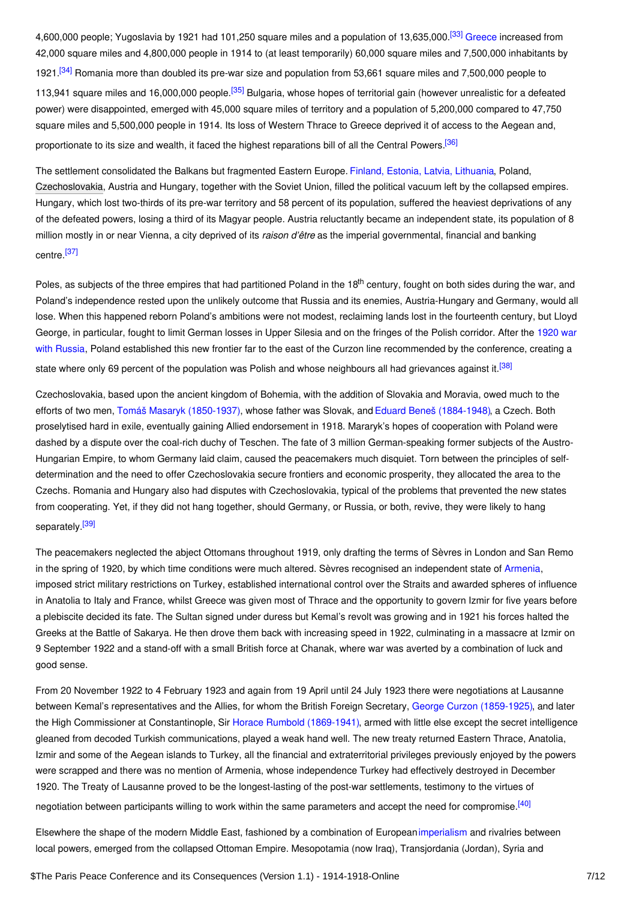4,600,000 people; Yugoslavia by 1921 had 101,250 square miles and a population of 13,635,000.[33] Greece increased from 42,000 square miles and 4,800,000 people in 1914 to (at least temporarily) 60,000 square miles and 7,500,000 inhabitants by 1921.[34] Romania more than doubled its pre-war size and population from 53,661 square miles and 7,500,000 people to 113,941 square miles and 16,000,000 people.[35] Bulgaria, whose hopes of territorial gain (however unrealistic for a defeated power) were disappointed, emerged with 45,000 square miles of territory and a population of 5,200,000 compared to 47,750 square miles and 5,500,000 people in 1914. Its loss of Western Thrace to Greece deprived it of access to the Aegean and, proportionate to its size and wealth, it faced the highest reparations bill of all the Central Powers.[36]

The settlement consolidated the Balkans but fragmented Eastern Europe. Finland, Estonia, Latvia, Lithuania, Poland, Czechoslovakia, Austria and Hungary, together with the Soviet Union, filled the political vacuum left by the collapsed empires. Hungary, which lost two-thirds of its pre-war territory and 58 percent of its population, suffered the heaviest deprivations of any of the defeated powers, losing a third of its Magyar people. Austria reluctantly became an independent state, its population of 8 million mostly in or near Vienna, a city deprived of its *raison d'être* as the imperial governmental, financial and banking centre.[37]

Poles, as subjects of the three empires that had partitioned Poland in the 18th century, fought on both sides during the war, and Poland's independence rested upon the unlikely outcome that Russia and its enemies, Austria-Hungary and Germany, would all lose. When this happened reborn Poland's ambitions were not modest, reclaiming lands lost in the fourteenth century, but Lloyd George, in particular, fought to limit German losses in Upper Silesia and on the fringes of the Polish corridor. After the 1920 war with Russia, Poland established this new frontier far to the east of the Curzon line recommended by the conference, creating a state where only 69 percent of the population was Polish and whose neighbours all had grievances against it.[38]

Czechoslovakia, based upon the ancient kingdom of Bohemia, with the addition of Slovakia and Moravia, owed much to the efforts of two men, Tomáš Masaryk (1850-1937), whose father was Slovak, and Eduard Beneš (1884-1948), a Czech. Both proselytised hard in exile, eventually gaining Allied endorsement in 1918. Mararyk's hopes of cooperation with Poland were dashed by a dispute over the coal-rich duchy of Teschen. The fate of 3 million German-speaking former subjects of the Austro-Hungarian Empire, to whom Germany laid claim, caused the peacemakers much disquiet. Torn between the principles of self-determination and the need to offer Czechoslovakia secure frontiers and economic prosperity, they allocated the area to the Czechs. Romania and Hungary also had disputes with Czechoslovakia, typical of the problems that prevented the new states from cooperating. Yet, if they did not hang together, should Germany, or Russia, or both, revive, they were likely to hang separately.[39]

The peacemakers neglected the abject Ottomans throughout 1919, only drafting the terms of Sèvres in London and San Remo in the spring of 1920, by which time conditions were much altered. Sèvres recognised an independent state of Armenia, imposed strict military restrictions on Turkey, established international control over the Straits and awarded spheres of influence in Anatolia to Italy and France, whilst Greece was given most of Thrace and the opportunity to govern Izmir for five years before a plebiscite decided its fate. The Sultan signed under duress but Kemal's revolt was growing and in 1921 his forces halted the Greeks at the Battle of Sakarya. He then drove them back with increasing speed in 1922, culminating in a massacre at Izmir on 9 September 1922 and a stand-off with a small British force at Chanak, where war was averted by a combination of luck and good sense.

From 20 November 1922 to 4 February 1923 and again from 19 April until 24 July 1923 there were negotiations at Lausanne between Kemal's representatives and the Allies, for whom the British Foreign Secretary, George Curzon (1859-1925), and later the High Commissioner at Constantinople, Sir Horace Rumbold (1869-1941), armed with little else except the secret intelligence gleaned from decoded Turkish communications, played a weak hand well. The new treaty returned Eastern Thrace, Anatolia, Izmir and some of the Aegean islands to Turkey, all the financial and extraterritorial privileges previously enjoyed by the powers were scrapped and there was no mention of Armenia, whose independence Turkey had effectively destroyed in December 1920. The Treaty of Lausanne proved to be the longest-lasting of the post-war settlements, testimony to the virtues of negotiation between participants willing to work within the same parameters and accept the need for compromise.[40]

Elsewhere the shape of the modern Middle East, fashioned by a combination of European imperialism and rivalries between local powers, emerged from the collapsed Ottoman Empire. Mesopotamia (now Iraq), Transjordania (Jordan), Syria and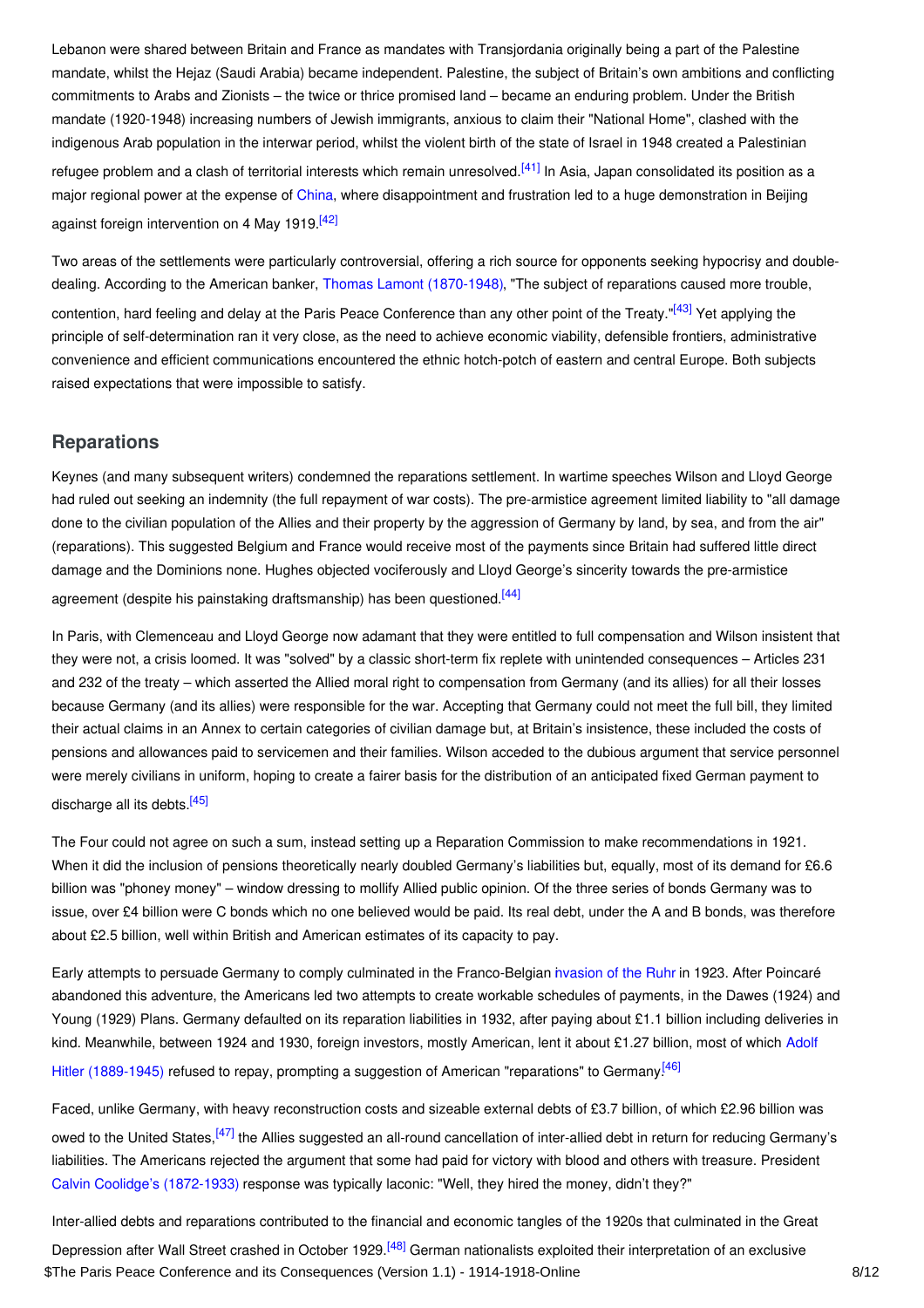Lebanon were shared between Britain and France as mandates with Transjordania originally being a part of the Palestine mandate, whilst the Hejaz (Saudi Arabia) became independent. Palestine, the subject of Britain's own ambitions and conflicting commitments to Arabs and Zionists – the twice or thrice promised land – became an enduring problem. Under the British mandate (1920-1948) increasing numbers of Jewish immigrants, anxious to claim their "National Home", clashed with the indigenous Arab population in the interwar period, whilst the violent birth of the state of Israel in 1948 created a Palestinian refugee problem and a clash of territorial interests which remain unresolved.[41] In Asia, Japan consolidated its position as a major regional power at the expense of China, where disappointment and frustration led to a huge demonstration in Beijing against foreign intervention on 4 May 1919.[42]

Two areas of the settlements were particularly controversial, offering a rich source for opponents seeking hypocrisy and double-dealing. According to the American banker, Thomas Lamont (1870-1948), "The subject of reparations caused more trouble, contention, hard feeling and delay at the Paris Peace Conference than any other point of the Treaty."[43] Yet applying the principle of self-determination ran it very close, as the need to achieve economic viability, defensible frontiers, administrative convenience and efficient communications encountered the ethnic hotch-potch of eastern and central Europe. Both subjects raised expectations that were impossible to satisfy.

## Reparations

Keynes (and many subsequent writers) condemned the reparations settlement. In wartime speeches Wilson and Lloyd George had ruled out seeking an indemnity (the full repayment of war costs). The pre-armistice agreement limited liability to "all damage done to the civilian population of the Allies and their property by the aggression of Germany by land, by sea, and from the air" (reparations). This suggested Belgium and France would receive most of the payments since Britain had suffered little direct damage and the Dominions none. Hughes objected vociferously and Lloyd George's sincerity towards the pre-armistice agreement (despite his painstaking draftsmanship) has been questioned.[44]

In Paris, with Clemenceau and Lloyd George now adamant that they were entitled to full compensation and Wilson insistent that they were not, a crisis loomed. It was "solved" by a classic short-term fix replete with unintended consequences – Articles 231 and 232 of the treaty – which asserted the Allied moral right to compensation from Germany (and its allies) for all their losses because Germany (and its allies) were responsible for the war. Accepting that Germany could not meet the full bill, they limited their actual claims in an Annex to certain categories of civilian damage but, at Britain's insistence, these included the costs of pensions and allowances paid to servicemen and their families. Wilson acceded to the dubious argument that service personnel were merely civilians in uniform, hoping to create a fairer basis for the distribution of an anticipated fixed German payment to discharge all its debts.[45]

The Four could not agree on such a sum, instead setting up a Reparation Commission to make recommendations in 1921. When it did the inclusion of pensions theoretically nearly doubled Germany's liabilities but, equally, most of its demand for £6.6 billion was "phoney money" – window dressing to mollify Allied public opinion. Of the three series of bonds Germany was to issue, over £4 billion were C bonds which no one believed would be paid. Its real debt, under the A and B bonds, was therefore about £2.5 billion, well within British and American estimates of its capacity to pay.

Early attempts to persuade Germany to comply culminated in the Franco-Belgian invasion of the Ruhr in 1923. After Poincaré abandoned this adventure, the Americans led two attempts to create workable schedules of payments, in the Dawes (1924) and Young (1929) Plans. Germany defaulted on its reparation liabilities in 1932, after paying about £1.1 billion including deliveries in kind. Meanwhile, between 1924 and 1930, foreign investors, mostly American, lent it about £1.27 billion, most of which Adolf Hitler (1889-1945) refused to repay, prompting a suggestion of American "reparations" to Germany.[46]

Faced, unlike Germany, with heavy reconstruction costs and sizeable external debts of £3.7 billion, of which £2.96 billion was owed to the United States,[47] the Allies suggested an all-round cancellation of inter-allied debt in return for reducing Germany's liabilities. The Americans rejected the argument that some had paid for victory with blood and others with treasure. President Calvin Coolidge's (1872-1933) response was typically laconic: "Well, they hired the money, didn't they?"

Inter-allied debts and reparations contributed to the financial and economic tangles of the 1920s that culminated in the Great Depression after Wall Street crashed in October 1929.[48] German nationalists exploited their interpretation of an exclusive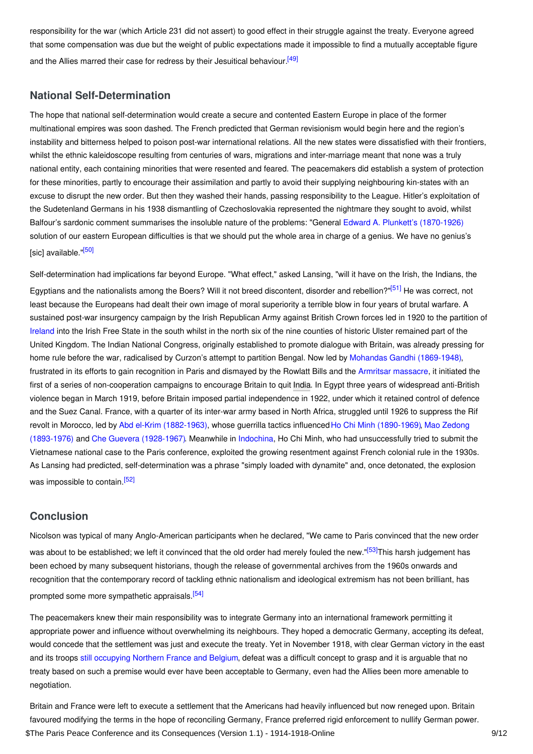responsibility for the war (which Article 231 did not assert) to good effect in their struggle against the treaty. Everyone agreed that some compensation was due but the weight of public expectations made it impossible to find a mutually acceptable figure and the Allies marred their case for redress by their Jesuitical behaviour.[49]

## National Self-Determination

The hope that national self-determination would create a secure and contented Eastern Europe in place of the former multinational empires was soon dashed. The French predicted that German revisionism would begin here and the region's instability and bitterness helped to poison post-war international relations. All the new states were dissatisfied with their frontiers, whilst the ethnic kaleidoscope resulting from centuries of wars, migrations and inter-marriage meant that none was a truly national entity, each containing minorities that were resented and feared. The peacemakers did establish a system of protection for these minorities, partly to encourage their assimilation and partly to avoid their supplying neighbouring kin-states with an excuse to disrupt the new order. But then they washed their hands, passing responsibility to the League. Hitler's exploitation of the Sudetenland Germans in his 1938 dismantling of Czechoslovakia represented the nightmare they sought to avoid, whilst Balfour's sardonic comment summarises the insoluble nature of the problems: "General Edward A. Plunkett's (1870-1926) solution of our eastern European difficulties is that we should put the whole area in charge of a genius. We have no genius's [sic] available."[50]

Self-determination had implications far beyond Europe. "What effect," asked Lansing, "will it have on the Irish, the Indians, the Egyptians and the nationalists among the Boers? Will it not breed discontent, disorder and rebellion?"[51] He was correct, not least because the Europeans had dealt their own image of moral superiority a terrible blow in four years of brutal warfare. A sustained post-war insurgency campaign by the Irish Republican Army against British Crown forces led in 1920 to the partition of Ireland into the Irish Free State in the south whilst in the north six of the nine counties of historic Ulster remained part of the United Kingdom. The Indian National Congress, originally established to promote dialogue with Britain, was already pressing for home rule before the war, radicalised by Curzon's attempt to partition Bengal. Now led by Mohandas Gandhi (1869-1948), frustrated in its efforts to gain recognition in Paris and dismayed by the Rowlatt Bills and the Armritsar massacre, it initiated the first of a series of non-cooperation campaigns to encourage Britain to quit India. In Egypt three years of widespread anti-British violence began in March 1919, before Britain imposed partial independence in 1922, under which it retained control of defence and the Suez Canal. France, with a quarter of its inter-war army based in North Africa, struggled until 1926 to suppress the Rif revolt in Morocco, led by Abd el-Krim (1882-1963), whose guerrilla tactics influenced Ho Chi Minh (1890-1969), Mao Zedong (1893-1976) and Che Guevera (1928-1967). Meanwhile in Indochina, Ho Chi Minh, who had unsuccessfully tried to submit the Vietnamese national case to the Paris conference, exploited the growing resentment against French colonial rule in the 1930s. As Lansing had predicted, self-determination was a phrase "simply loaded with dynamite" and, once detonated, the explosion was impossible to contain.[52]

## Conclusion

Nicolson was typical of many Anglo-American participants when he declared, "We came to Paris convinced that the new order was about to be established; we left it convinced that the old order had merely fouled the new."[53] This harsh judgement has been echoed by many subsequent historians, though the release of governmental archives from the 1960s onwards and recognition that the contemporary record of tackling ethnic nationalism and ideological extremism has not been brilliant, has prompted some more sympathetic appraisals.[54]

The peacemakers knew their main responsibility was to integrate Germany into an international framework permitting it appropriate power and influence without overwhelming its neighbours. They hoped a democratic Germany, accepting its defeat, would concede that the settlement was just and execute the treaty. Yet in November 1918, with clear German victory in the east and its troops still occupying Northern France and Belgium, defeat was a difficult concept to grasp and it is arguable that no treaty based on such a premise would ever have been acceptable to Germany, even had the Allies been more amenable to negotiation.

Britain and France were left to execute a settlement that the Americans had heavily influenced but now reneged upon. Britain favoured modifying the terms in the hope of reconciling Germany, France preferred rigid enforcement to nullify German power.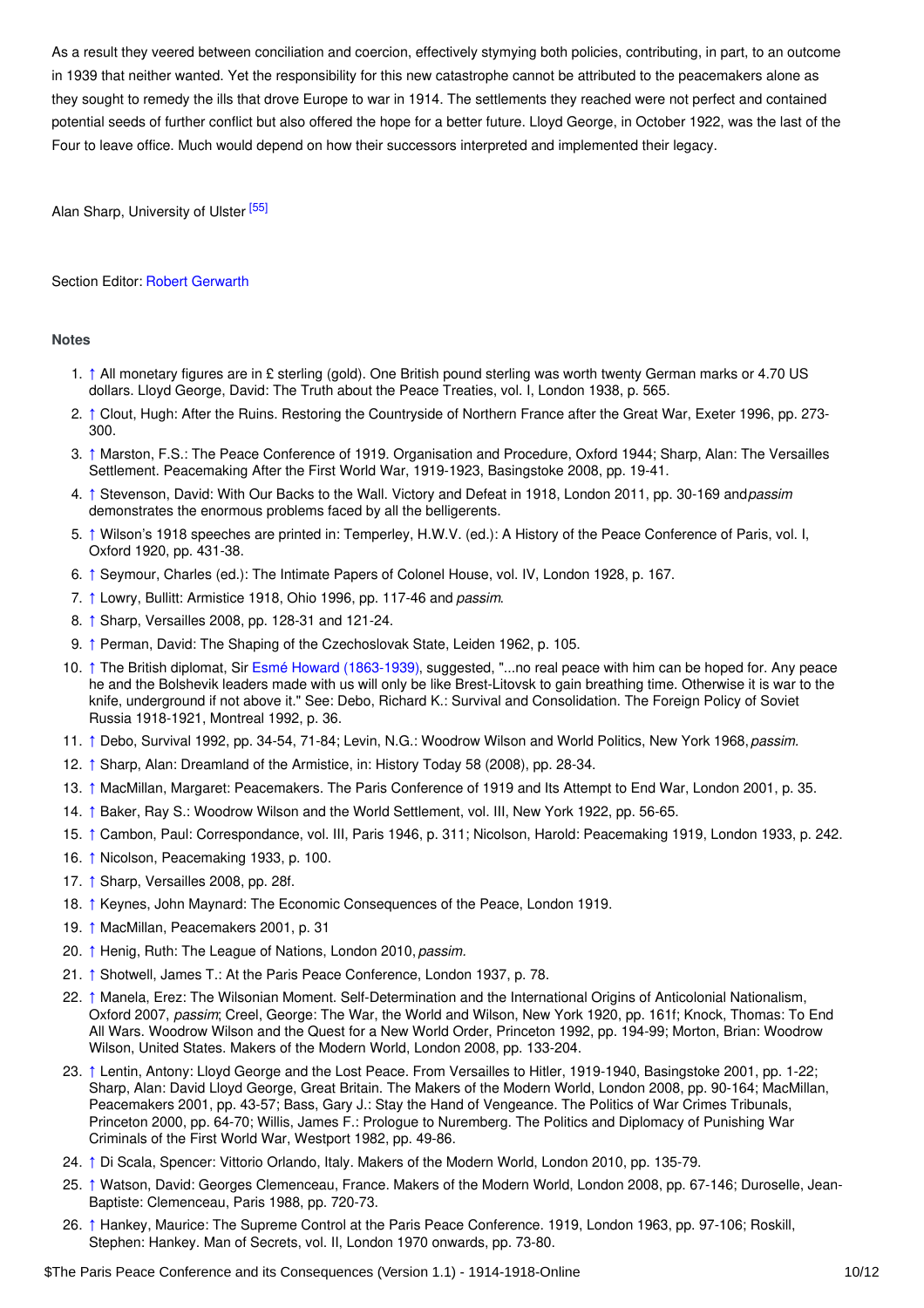As a result they veered between conciliation and coercion, effectively stymying both policies, contributing, in part, to an outcome in 1939 that neither wanted. Yet the responsibility for this new catastrophe cannot be attributed to the peacemakers alone as they sought to remedy the ills that drove Europe to war in 1914. The settlements they reached were not perfect and contained potential seeds of further conflict but also offered the hope for a better future. Lloyd George, in October 1922, was the last of the Four to leave office. Much would depend on how their successors interpreted and implemented their legacy.

Alan Sharp, University of Ulster [55]

Section Editor: Robert Gerwarth

### Notes

1. ↑ All monetary figures are in £ sterling (gold). One British pound sterling was worth twenty German marks or 4.70 US dollars. Lloyd George, David: The Truth about the Peace Treaties, vol. I, London 1938, p. 565.
2. ↑ Clout, Hugh: After the Ruins. Restoring the Countryside of Northern France after the Great War, Exeter 1996, pp. 273-300.
3. ↑ Marston, F.S.: The Peace Conference of 1919. Organisation and Procedure, Oxford 1944; Sharp, Alan: The Versailles Settlement. Peacemaking After the First World War, 1919-1923, Basingstoke 2008, pp. 19-41.
4. ↑ Stevenson, David: With Our Backs to the Wall. Victory and Defeat in 1918, London 2011, pp. 30-169 and *passim* demonstrates the enormous problems faced by all the belligerents.
5. ↑ Wilson's 1918 speeches are printed in: Temperley, H.W.V. (ed.): A History of the Peace Conference of Paris, vol. I, Oxford 1920, pp. 431-38.
6. ↑ Seymour, Charles (ed.): The Intimate Papers of Colonel House, vol. IV, London 1928, p. 167.
7. ↑ Lowry, Bullitt: Armistice 1918, Ohio 1996, pp. 117-46 and *passim*.
8. ↑ Sharp, Versailles 2008, pp. 128-31 and 121-24.
9. ↑ Perman, David: The Shaping of the Czechoslovak State, Leiden 1962, p. 105.
10. ↑ The British diplomat, Sir Esmé Howard (1863-1939), suggested, "...no real peace with him can be hoped for. Any peace he and the Bolshevik leaders made with us will only be like Brest-Litovsk to gain breathing time. Otherwise it is war to the knife, underground if not above it." See: Debo, Richard K.: Survival and Consolidation. The Foreign Policy of Soviet Russia 1918-1921, Montreal 1992, p. 36.
11. ↑ Debo, Survival 1992, pp. 34-54, 71-84; Levin, N.G.: Woodrow Wilson and World Politics, New York 1968, *passim*.
12. ↑ Sharp, Alan: Dreamland of the Armistice, in: History Today 58 (2008), pp. 28-34.
13. ↑ MacMillan, Margaret: Peacemakers. The Paris Conference of 1919 and Its Attempt to End War, London 2001, p. 35.
14. ↑ Baker, Ray S.: Woodrow Wilson and the World Settlement, vol. III, New York 1922, pp. 56-65.
15. ↑ Cambon, Paul: Correspondance, vol. III, Paris 1946, p. 311; Nicolson, Harold: Peacemaking 1919, London 1933, p. 242.
16. ↑ Nicolson, Peacemaking 1933, p. 100.
17. ↑ Sharp, Versailles 2008, pp. 28f.
18. ↑ Keynes, John Maynard: The Economic Consequences of the Peace, London 1919.
19. ↑ MacMillan, Peacemakers 2001, p. 31
20. ↑ Henig, Ruth: The League of Nations, London 2010, *passim*.
21. ↑ Shotwell, James T.: At the Paris Peace Conference, London 1937, p. 78.
22. ↑ Manela, Erez: The Wilsonian Moment. Self-Determination and the International Origins of Anticolonial Nationalism, Oxford 2007, *passim*; Creel, George: The War, the World and Wilson, New York 1920, pp. 161f; Knock, Thomas: To End All Wars. Woodrow Wilson and the Quest for a New World Order, Princeton 1992, pp. 194-99; Morton, Brian: Woodrow Wilson, United States. Makers of the Modern World, London 2008, pp. 133-204.
23. ↑ Lentin, Antony: Lloyd George and the Lost Peace. From Versailles to Hitler, 1919-1940, Basingstoke 2001, pp. 1-22; Sharp, Alan: David Lloyd George, Great Britain. The Makers of the Modern World, London 2008, pp. 90-164; MacMillan, Peacemakers 2001, pp. 43-57; Bass, Gary J.: Stay the Hand of Vengeance. The Politics of War Crimes Tribunals, Princeton 2000, pp. 64-70; Willis, James F.: Prologue to Nuremberg. The Politics and Diplomacy of Punishing War Criminals of the First World War, Westport 1982, pp. 49-86.
24. ↑ Di Scala, Spencer: Vittorio Orlando, Italy. Makers of the Modern World, London 2010, pp. 135-79.
25. ↑ Watson, David: Georges Clemenceau, France. Makers of the Modern World, London 2008, pp. 67-146; Duroselle, Jean-Baptiste: Clemenceau, Paris 1988, pp. 720-73.
26. ↑ Hankey, Maurice: The Supreme Control at the Paris Peace Conference. 1919, London 1963, pp. 97-106; Roskill, Stephen: Hankey. Man of Secrets, vol. II, London 1970 onwards, pp. 73-80.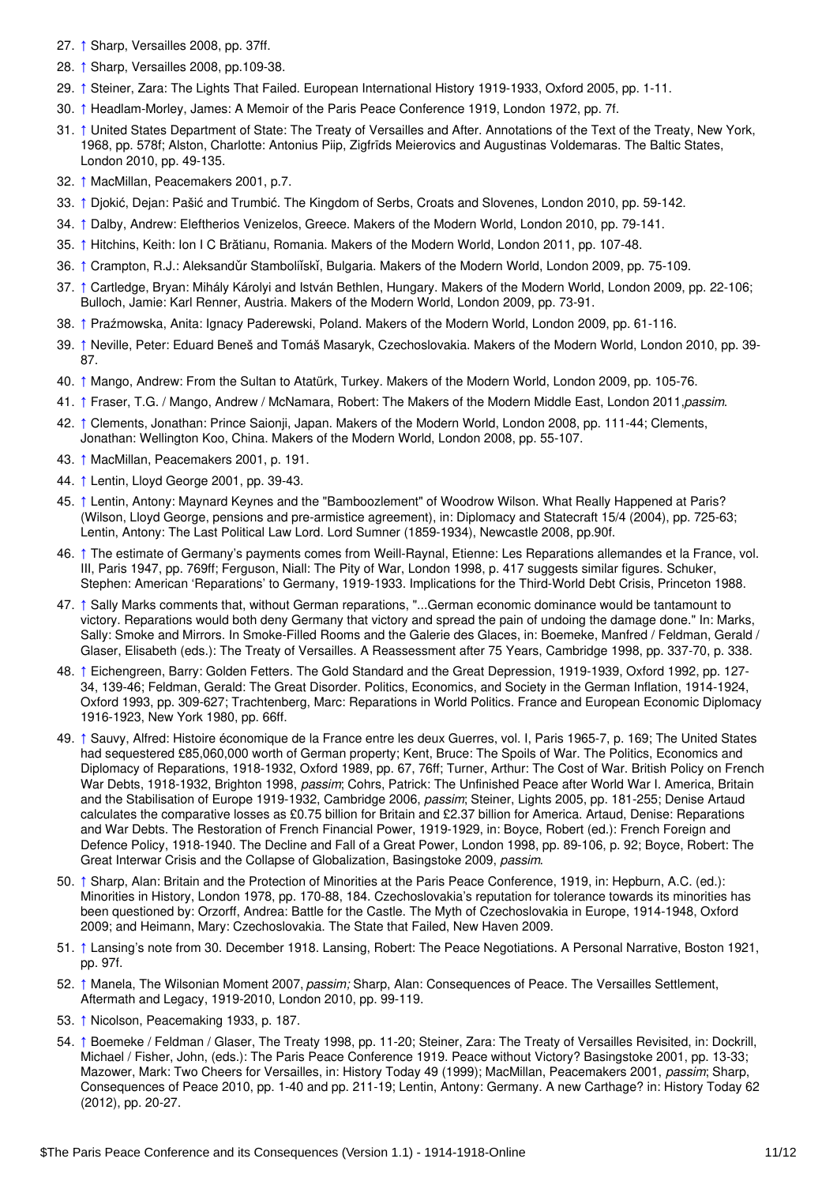27. ↑ Sharp, Versailles 2008, pp. 37ff.
28. ↑ Sharp, Versailles 2008, pp.109-38.
29. ↑ Steiner, Zara: The Lights That Failed. European International History 1919-1933, Oxford 2005, pp. 1-11.
30. ↑ Headlam-Morley, James: A Memoir of the Paris Peace Conference 1919, London 1972, pp. 7f.
31. ↑ United States Department of State: The Treaty of Versailles and After. Annotations of the Text of the Treaty, New York, 1968, pp. 578f; Alston, Charlotte: Antonius Piip, Zigfrīds Meierovics and Augustinas Voldemaras. The Baltic States, London 2010, pp. 49-135.
32. ↑ MacMillan, Peacemakers 2001, p.7.
33. ↑ Djokić, Dejan: Pašić and Trumbić. The Kingdom of Serbs, Croats and Slovenes, London 2010, pp. 59-142.
34. ↑ Dalby, Andrew: Eleftherios Venizelos, Greece. Makers of the Modern World, London 2010, pp. 79-141.
35. ↑ Hitchins, Keith: Ion I C Brătianu, Romania. Makers of the Modern World, London 2011, pp. 107-48.
36. ↑ Crampton, R.J.: Aleksandŭr Stamboliĭskĭ, Bulgaria. Makers of the Modern World, London 2009, pp. 75-109.
37. ↑ Cartledge, Bryan: Mihály Károlyi and István Bethlen, Hungary. Makers of the Modern World, London 2009, pp. 22-106; Bulloch, Jamie: Karl Renner, Austria. Makers of the Modern World, London 2009, pp. 73-91.
38. ↑ Praźmowska, Anita: Ignacy Paderewski, Poland. Makers of the Modern World, London 2009, pp. 61-116.
39. ↑ Neville, Peter: Eduard Beneš and Tomáš Masaryk, Czechoslovakia. Makers of the Modern World, London 2010, pp. 39-87.
40. ↑ Mango, Andrew: From the Sultan to Atatürk, Turkey. Makers of the Modern World, London 2009, pp. 105-76.
41. ↑ Fraser, T.G. / Mango, Andrew / McNamara, Robert: The Makers of the Modern Middle East, London 2011,*passim*.
42. ↑ Clements, Jonathan: Prince Saionji, Japan. Makers of the Modern World, London 2008, pp. 111-44; Clements, Jonathan: Wellington Koo, China. Makers of the Modern World, London 2008, pp. 55-107.
43. ↑ MacMillan, Peacemakers 2001, p. 191.
44. ↑ Lentin, Lloyd George 2001, pp. 39-43.
45. ↑ Lentin, Antony: Maynard Keynes and the "Bamboozlement" of Woodrow Wilson. What Really Happened at Paris? (Wilson, Lloyd George, pensions and pre-armistice agreement), in: Diplomacy and Statecraft 15/4 (2004), pp. 725-63; Lentin, Antony: The Last Political Law Lord. Lord Sumner (1859-1934), Newcastle 2008, pp.90f.
46. ↑ The estimate of Germany's payments comes from Weill-Raynal, Etienne: Les Reparations allemandes et la France, vol. III, Paris 1947, pp. 769ff; Ferguson, Niall: The Pity of War, London 1998, p. 417 suggests similar figures. Schuker, Stephen: American 'Reparations' to Germany, 1919-1933. Implications for the Third-World Debt Crisis, Princeton 1988.
47. ↑ Sally Marks comments that, without German reparations, "...German economic dominance would be tantamount to victory. Reparations would both deny Germany that victory and spread the pain of undoing the damage done." In: Marks, Sally: Smoke and Mirrors. In Smoke-Filled Rooms and the Galerie des Glaces, in: Boemeke, Manfred / Feldman, Gerald / Glaser, Elisabeth (eds.): The Treaty of Versailles. A Reassessment after 75 Years, Cambridge 1998, pp. 337-70, p. 338.
48. ↑ Eichengreen, Barry: Golden Fetters. The Gold Standard and the Great Depression, 1919-1939, Oxford 1992, pp. 127-34, 139-46; Feldman, Gerald: The Great Disorder. Politics, Economics, and Society in the German Inflation, 1914-1924, Oxford 1993, pp. 309-627; Trachtenberg, Marc: Reparations in World Politics. France and European Economic Diplomacy 1916-1923, New York 1980, pp. 66ff.
49. ↑ Sauvy, Alfred: Histoire économique de la France entre les deux Guerres, vol. I, Paris 1965-7, p. 169; The United States had sequestered £85,060,000 worth of German property; Kent, Bruce: The Spoils of War. The Politics, Economics and Diplomacy of Reparations, 1918-1932, Oxford 1989, pp. 67, 76ff; Turner, Arthur: The Cost of War. British Policy on French War Debts, 1918-1932, Brighton 1998, *passim*; Cohrs, Patrick: The Unfinished Peace after World War I. America, Britain and the Stabilisation of Europe 1919-1932, Cambridge 2006, *passim*; Steiner, Lights 2005, pp. 181-255; Denise Artaud calculates the comparative losses as £0.75 billion for Britain and £2.37 billion for America. Artaud, Denise: Reparations and War Debts. The Restoration of French Financial Power, 1919-1929, in: Boyce, Robert (ed.): French Foreign and Defence Policy, 1918-1940. The Decline and Fall of a Great Power, London 1998, pp. 89-106, p. 92; Boyce, Robert: The Great Interwar Crisis and the Collapse of Globalization, Basingstoke 2009, *passim*.
50. ↑ Sharp, Alan: Britain and the Protection of Minorities at the Paris Peace Conference, 1919, in: Hepburn, A.C. (ed.): Minorities in History, London 1978, pp. 170-88, 184. Czechoslovakia's reputation for tolerance towards its minorities has been questioned by: Orzoff, Andrea: Battle for the Castle. The Myth of Czechoslovakia in Europe, 1914-1948, Oxford 2009; and Heimann, Mary: Czechoslovakia. The State that Failed, New Haven 2009.
51. ↑ Lansing's note from 30. December 1918. Lansing, Robert: The Peace Negotiations. A Personal Narrative, Boston 1921, pp. 97f.
52. ↑ Manela, The Wilsonian Moment 2007, *passim;* Sharp, Alan: Consequences of Peace. The Versailles Settlement, Aftermath and Legacy, 1919-2010, London 2010, pp. 99-119.
53. ↑ Nicolson, Peacemaking 1933, p. 187.
54. ↑ Boemeke / Feldman / Glaser, The Treaty 1998, pp. 11-20; Steiner, Zara: The Treaty of Versailles Revisited, in: Dockrill, Michael / Fisher, John, (eds.): The Paris Peace Conference 1919. Peace without Victory? Basingstoke 2001, pp. 13-33; Mazower, Mark: Two Cheers for Versailles, in: History Today 49 (1999); MacMillan, Peacemakers 2001, *passim*; Sharp, Consequences of Peace 2010, pp. 1-40 and pp. 211-19; Lentin, Antony: Germany. A new Carthage? in: History Today 62 (2012), pp. 20-27.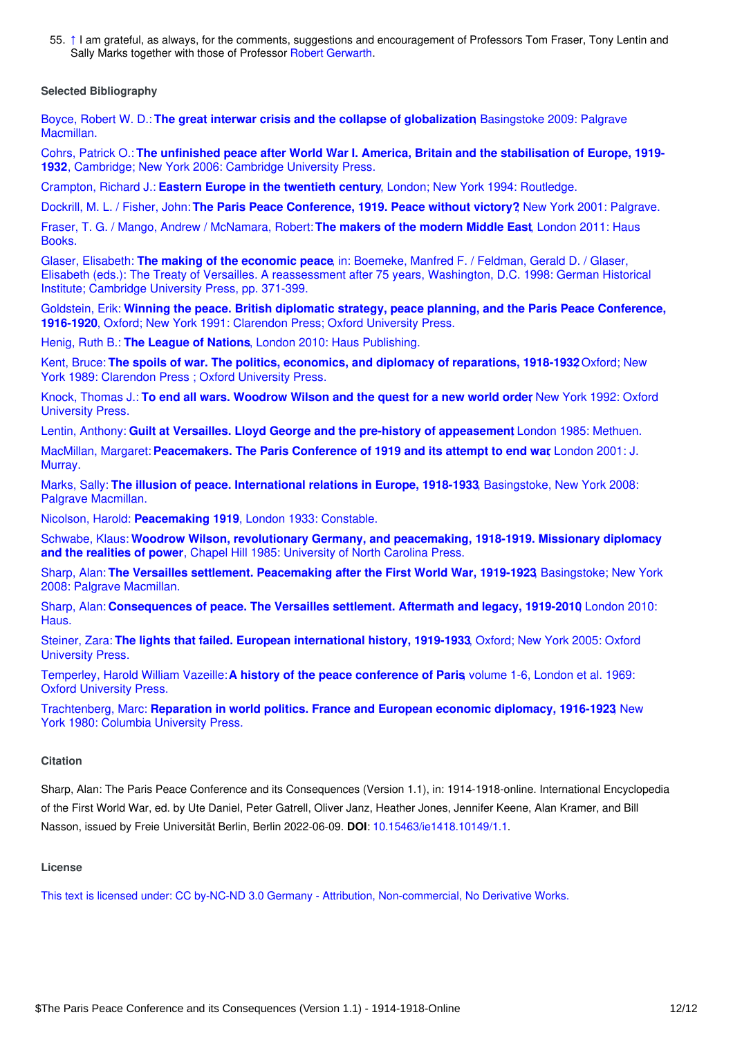55. ↑ I am grateful, as always, for the comments, suggestions and encouragement of Professors Tom Fraser, Tony Lentin and Sally Marks together with those of Professor Robert Gerwarth.

### Selected Bibliography

Boyce, Robert W. D.: **The great interwar crisis and the collapse of globalization**, Basingstoke 2009: Palgrave Macmillan.

Cohrs, Patrick O.: **The unfinished peace after World War I. America, Britain and the stabilisation of Europe, 1919-1932**, Cambridge; New York 2006: Cambridge University Press.

Crampton, Richard J.: **Eastern Europe in the twentieth century**, London; New York 1994: Routledge.

Dockrill, M. L. / Fisher, John: **The Paris Peace Conference, 1919. Peace without victory?**, New York 2001: Palgrave.

Fraser, T. G. / Mango, Andrew / McNamara, Robert: **The makers of the modern Middle East**, London 2011: Haus Books.

Glaser, Elisabeth: **The making of the economic peace**, in: Boemeke, Manfred F. / Feldman, Gerald D. / Glaser, Elisabeth (eds.): The Treaty of Versailles. A reassessment after 75 years, Washington, D.C. 1998: German Historical Institute; Cambridge University Press, pp. 371-399.

Goldstein, Erik: **Winning the peace. British diplomatic strategy, peace planning, and the Paris Peace Conference, 1916-1920**, Oxford; New York 1991: Clarendon Press; Oxford University Press.

Henig, Ruth B.: **The League of Nations**, London 2010: Haus Publishing.

Kent, Bruce: **The spoils of war. The politics, economics, and diplomacy of reparations, 1918-1932**, Oxford; New York 1989: Clarendon Press ; Oxford University Press.

Knock, Thomas J.: **To end all wars. Woodrow Wilson and the quest for a new world order**, New York 1992: Oxford University Press.

Lentin, Anthony: **Guilt at Versailles. Lloyd George and the pre-history of appeasement**, London 1985: Methuen.

MacMillan, Margaret: **Peacemakers. The Paris Conference of 1919 and its attempt to end war**, London 2001: J. Murray.

Marks, Sally: **The illusion of peace. International relations in Europe, 1918-1933**, Basingstoke, New York 2008: Palgrave Macmillan.

Nicolson, Harold: **Peacemaking 1919**, London 1933: Constable.

Schwabe, Klaus: **Woodrow Wilson, revolutionary Germany, and peacemaking, 1918-1919. Missionary diplomacy and the realities of power**, Chapel Hill 1985: University of North Carolina Press.

Sharp, Alan: **The Versailles settlement. Peacemaking after the First World War, 1919-1923**, Basingstoke; New York 2008: Palgrave Macmillan.

Sharp, Alan: **Consequences of peace. The Versailles settlement. Aftermath and legacy, 1919-2010**, London 2010: Haus.

Steiner, Zara: **The lights that failed. European international history, 1919-1933**, Oxford; New York 2005: Oxford University Press.

Temperley, Harold William Vazeille: **A history of the peace conference of Paris**, volume 1-6, London et al. 1969: Oxford University Press.

Trachtenberg, Marc: **Reparation in world politics. France and European economic diplomacy, 1916-1923**, New York 1980: Columbia University Press.

### Citation

Sharp, Alan: The Paris Peace Conference and its Consequences (Version 1.1), in: 1914-1918-online. International Encyclopedia of the First World War, ed. by Ute Daniel, Peter Gatrell, Oliver Janz, Heather Jones, Jennifer Keene, Alan Kramer, and Bill Nasson, issued by Freie Universität Berlin, Berlin 2022-06-09. **DOI**: 10.15463/ie1418.10149/1.1.

### License

This text is licensed under: CC by-NC-ND 3.0 Germany - Attribution, Non-commercial, No Derivative Works.